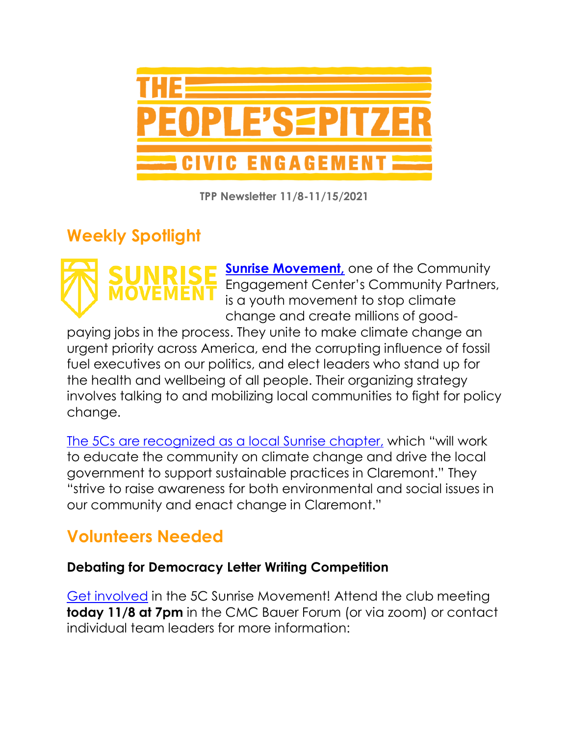# THE PEOPLE'S PITZER

## CIVIC ENGAGEMENT

**TPP Newsletter 11/8-11/15/2021**

## Weekly Spotlight

SUNRISE MOVEMENT

**Sunrise Movement,** one of the Community Engagement Center's Community Partners, is a youth movement to stop climate change and create millions of good-paying jobs in the process. They unite to make climate change an urgent priority across America, end the corrupting influence of fossil fuel executives on our politics, and elect leaders who stand up for the health and wellbeing of all people. Their organizing strategy involves talking to and mobilizing local communities to fight for policy change.

The 5Cs are recognized as a local Sunrise chapter, which "will work to educate the community on climate change and drive the local government to support sustainable practices in Claremont." They "strive to raise awareness for both environmental and social issues in our community and enact change in Claremont."

## Volunteers Needed

### Debating for Democracy Letter Writing Competition

Get involved in the 5C Sunrise Movement! Attend the club meeting **today 11/8 at 7pm** in the CMC Bauer Forum (or via zoom) or contact individual team leaders for more information: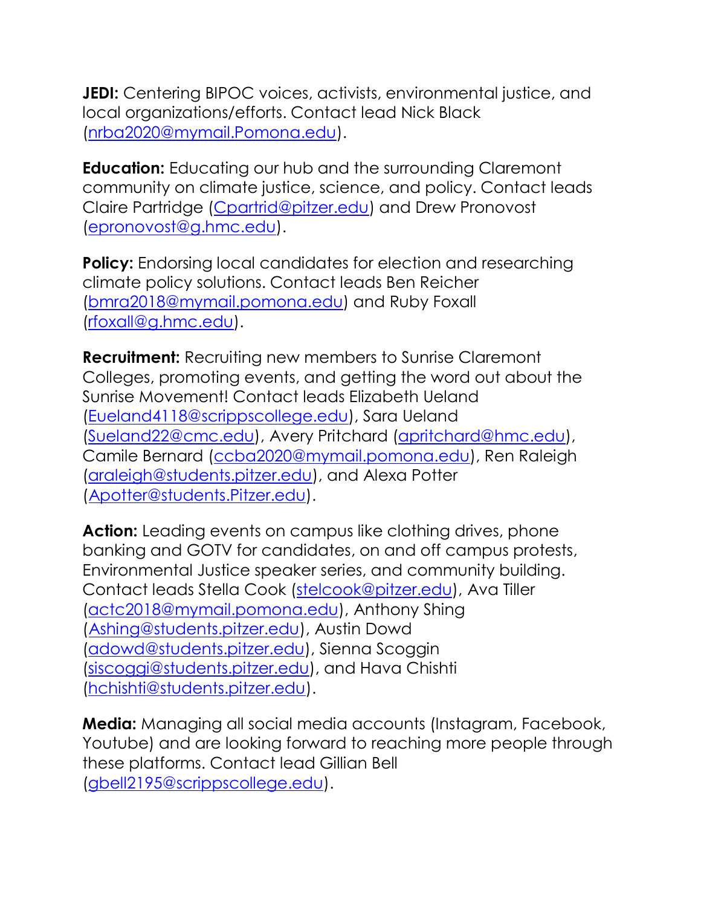**JEDI:** Centering BIPOC voices, activists, environmental justice, and local organizations/efforts. Contact lead Nick Black (nrba2020@mymail.Pomona.edu).

**Education:** Educating our hub and the surrounding Claremont community on climate justice, science, and policy. Contact leads Claire Partridge (Cpartrid@pitzer.edu) and Drew Pronovost (epronovost@g.hmc.edu).

**Policy:** Endorsing local candidates for election and researching climate policy solutions. Contact leads Ben Reicher (bmra2018@mymail.pomona.edu) and Ruby Foxall (rfoxall@g.hmc.edu).

**Recruitment:** Recruiting new members to Sunrise Claremont Colleges, promoting events, and getting the word out about the Sunrise Movement! Contact leads Elizabeth Ueland (Eueland4118@scrippscollege.edu), Sara Ueland (Sueland22@cmc.edu), Avery Pritchard (apritchard@hmc.edu), Camile Bernard (ccba2020@mymail.pomona.edu), Ren Raleigh (araleigh@students.pitzer.edu), and Alexa Potter (Apotter@students.Pitzer.edu).

**Action:** Leading events on campus like clothing drives, phone banking and GOTV for candidates, on and off campus protests, Environmental Justice speaker series, and community building. Contact leads Stella Cook (stelcook@pitzer.edu), Ava Tiller (actc2018@mymail.pomona.edu), Anthony Shing (Ashing@students.pitzer.edu), Austin Dowd (adowd@students.pitzer.edu), Sienna Scoggin (siscoggi@students.pitzer.edu), and Hava Chishti (hchishti@students.pitzer.edu).

**Media:** Managing all social media accounts (Instagram, Facebook, Youtube) and are looking forward to reaching more people through these platforms. Contact lead Gillian Bell (gbell2195@scrippscollege.edu).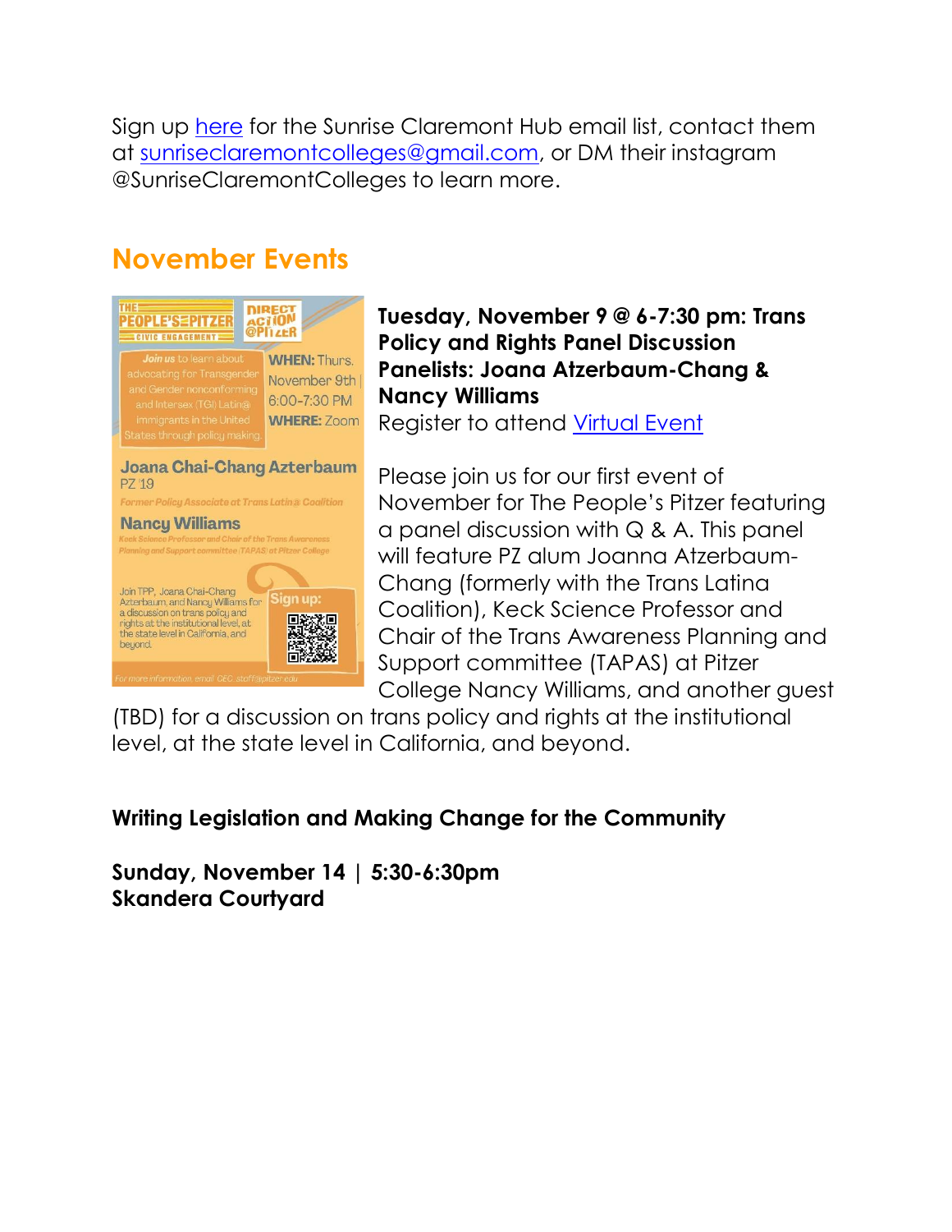Sign up here for the Sunrise Claremont Hub email list, contact them at sunriseclaremontcolleges@gmail.com, or DM their instagram @SunriseClaremontColleges to learn more.

## November Events

**Tuesday, November 9 @ 6-7:30 pm: Trans Policy and Rights Panel Discussion**
**Panelists: Joana Atzerbaum-Chang & Nancy Williams**
Register to attend Virtual Event

Please join us for our first event of November for The People's Pitzer featuring a panel discussion with Q & A. This panel will feature PZ alum Joanna Atzerbaum-Chang (formerly with the Trans Latina Coalition), Keck Science Professor and Chair of the Trans Awareness Planning and Support committee (TAPAS) at Pitzer College Nancy Williams, and another guest (TBD) for a discussion on trans policy and rights at the institutional level, at the state level in California, and beyond.

**Writing Legislation and Making Change for the Community**

**Sunday, November 14 | 5:30-6:30pm**
**Skandera Courtyard**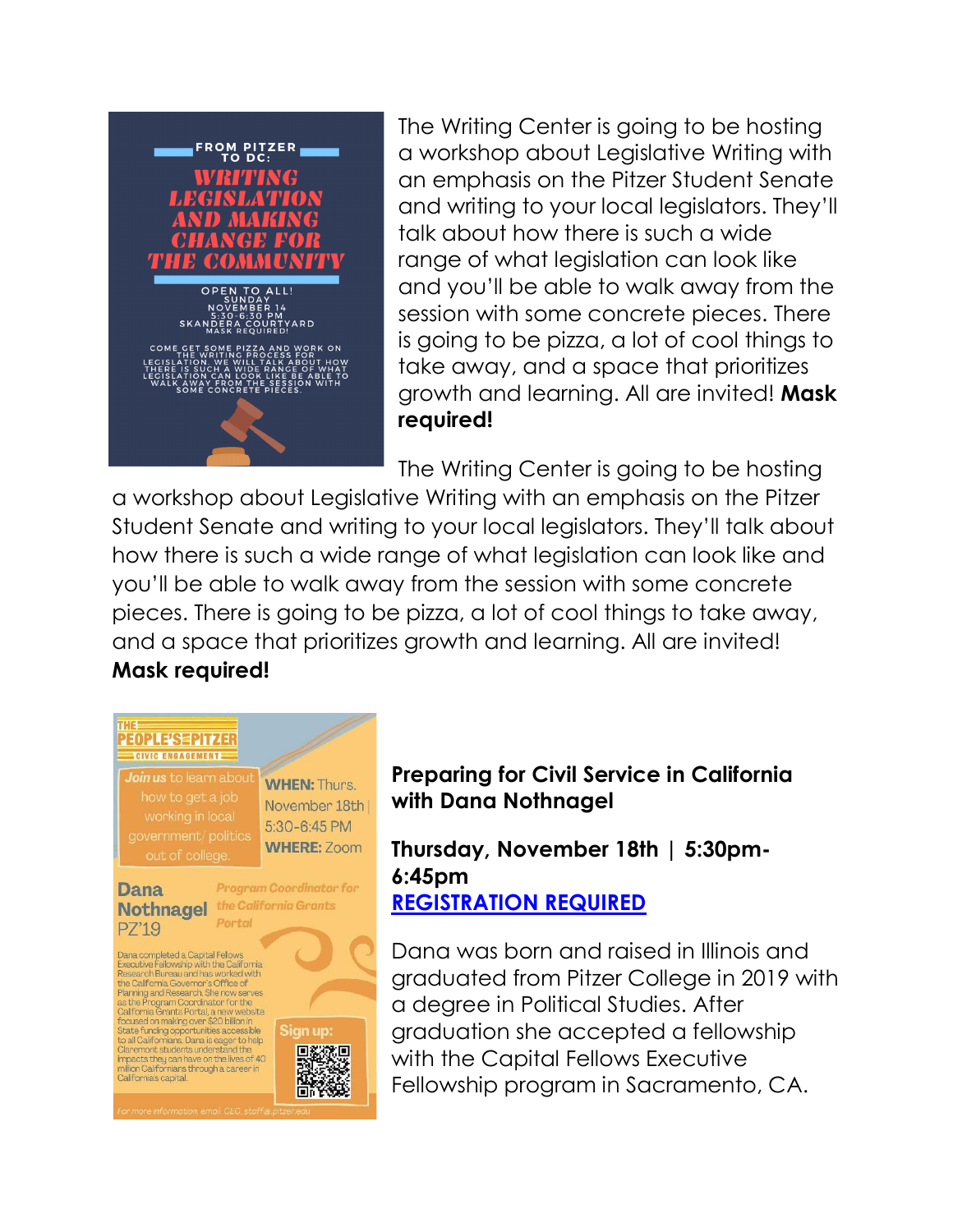**FROM PITZER TO DC:**

**WRITING LEGISLATION AND MAKING CHANGE FOR THE COMMUNITY**

OPEN TO ALL!
SUNDAY
NOVEMBER 14
5:30-6:30 PM
SKANDERA COURTYARD
MASK REQUIRED!

COME GET SOME PIZZA AND WORK ON THE WRITING PROCESS FOR LEGISLATION. WE WILL TALK ABOUT HOW THERE IS SUCH A WIDE RANGE OF WHAT LEGISLATION CAN LOOK LIKE BE ABLE TO WALK AWAY FROM THE SESSION WITH SOME CONCRETE PIECES.

The Writing Center is going to be hosting a workshop about Legislative Writing with an emphasis on the Pitzer Student Senate and writing to your local legislators. They'll talk about how there is such a wide range of what legislation can look like and you'll be able to walk away from the session with some concrete pieces. There is going to be pizza, a lot of cool things to take away, and a space that prioritizes growth and learning. All are invited! **Mask required!**

The Writing Center is going to be hosting a workshop about Legislative Writing with an emphasis on the Pitzer Student Senate and writing to your local legislators. They'll talk about how there is such a wide range of what legislation can look like and you'll be able to walk away from the session with some concrete pieces. There is going to be pizza, a lot of cool things to take away, and a space that prioritizes growth and learning. All are invited! **Mask required!**

**THE PEOPLE'S PITZER**
CIVIC ENGAGEMENT

*Join us* to learn about how to get a job working in local government/ politics out of college.

**WHEN:** Thurs. November 18th | 5:30-6:45 PM
**WHERE:** Zoom

**Dana Nothnagel** PZ'19
*Program Coordinator for the California Grants Portal*

Dana completed a Capital Fellows Executive Fellowship with the California Research Bureau and has worked with the California Governor's Office of Planning and Research. She now serves as the Program Coordinator for the California Grants Portal, a new website focused on making over $20 billion in State funding opportunities accessible to all Californians. Dana is eager to help Claremont students understand the impacts they can have on the lives of 40 million Californians through a career in California's capital.

Sign up:

For more information, email CEO_staff@pitzer.edu

**Preparing for Civil Service in California with Dana Nothnagel**

**Thursday, November 18th | 5:30pm-6:45pm**
**REGISTRATION REQUIRED**

Dana was born and raised in Illinois and graduated from Pitzer College in 2019 with a degree in Political Studies. After graduation she accepted a fellowship with the Capital Fellows Executive Fellowship program in Sacramento, CA.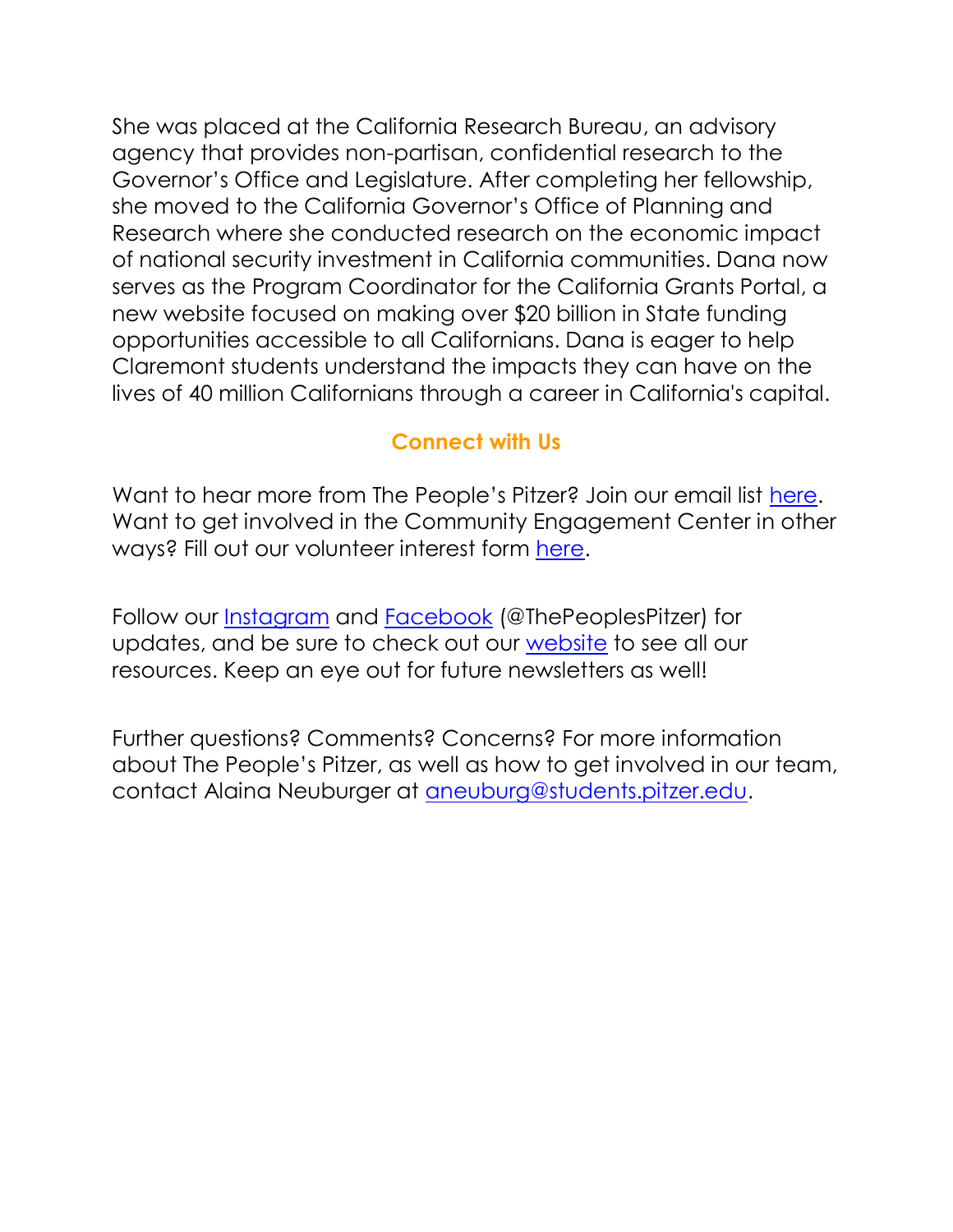She was placed at the California Research Bureau, an advisory agency that provides non-partisan, confidential research to the Governor's Office and Legislature. After completing her fellowship, she moved to the California Governor's Office of Planning and Research where she conducted research on the economic impact of national security investment in California communities. Dana now serves as the Program Coordinator for the California Grants Portal, a new website focused on making over $20 billion in State funding opportunities accessible to all Californians. Dana is eager to help Claremont students understand the impacts they can have on the lives of 40 million Californians through a career in California's capital.

## Connect with Us

Want to hear more from The People's Pitzer? Join our email list here. Want to get involved in the Community Engagement Center in other ways? Fill out our volunteer interest form here.

Follow our Instagram and Facebook (@ThePeoplesPitzer) for updates, and be sure to check out our website to see all our resources. Keep an eye out for future newsletters as well!

Further questions? Comments? Concerns? For more information about The People's Pitzer, as well as how to get involved in our team, contact Alaina Neuburger at aneuburg@students.pitzer.edu.